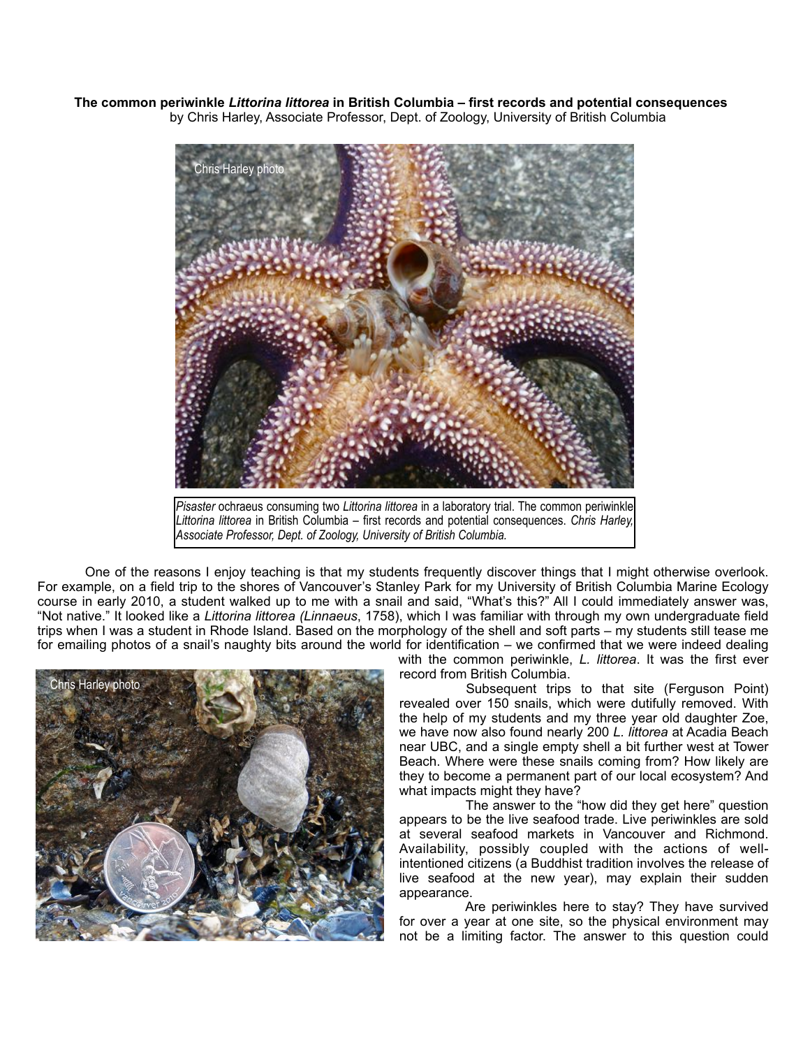**The common periwinkle *Littorina littorea* in British Columbia – first records and potential consequences**

by Chris Harley, Associate Professor, Dept. of Zoology, University of British Columbia

*Pisaster* ochraeus consuming two *Littorina littorea* in a laboratory trial. The common periwinkle *Littorina littorea* in British Columbia – first records and potential consequences. *Chris Harley, Associate Professor, Dept. of Zoology, University of British Columbia.*

One of the reasons I enjoy teaching is that my students frequently discover things that I might otherwise overlook. For example, on a field trip to the shores of Vancouver's Stanley Park for my University of British Columbia Marine Ecology course in early 2010, a student walked up to me with a snail and said, "What's this?" All I could immediately answer was, "Not native." It looked like a *Littorina littorea (Linnaeus*, 1758), which I was familiar with through my own undergraduate field trips when I was a student in Rhode Island. Based on the morphology of the shell and soft parts – my students still tease me for emailing photos of a snail's naughty bits around the world for identification – we confirmed that we were indeed dealing with the common periwinkle, *L. littorea*. It was the first ever record from British Columbia.

Subsequent trips to that site (Ferguson Point) revealed over 150 snails, which were dutifully removed. With the help of my students and my three year old daughter Zoe, we have now also found nearly 200 *L. littorea* at Acadia Beach near UBC, and a single empty shell a bit further west at Tower Beach. Where were these snails coming from? How likely are they to become a permanent part of our local ecosystem? And what impacts might they have?

The answer to the "how did they get here" question appears to be the live seafood trade. Live periwinkles are sold at several seafood markets in Vancouver and Richmond. Availability, possibly coupled with the actions of well-intentioned citizens (a Buddhist tradition involves the release of live seafood at the new year), may explain their sudden appearance.

Are periwinkles here to stay? They have survived for over a year at one site, so the physical environment may not be a limiting factor. The answer to this question could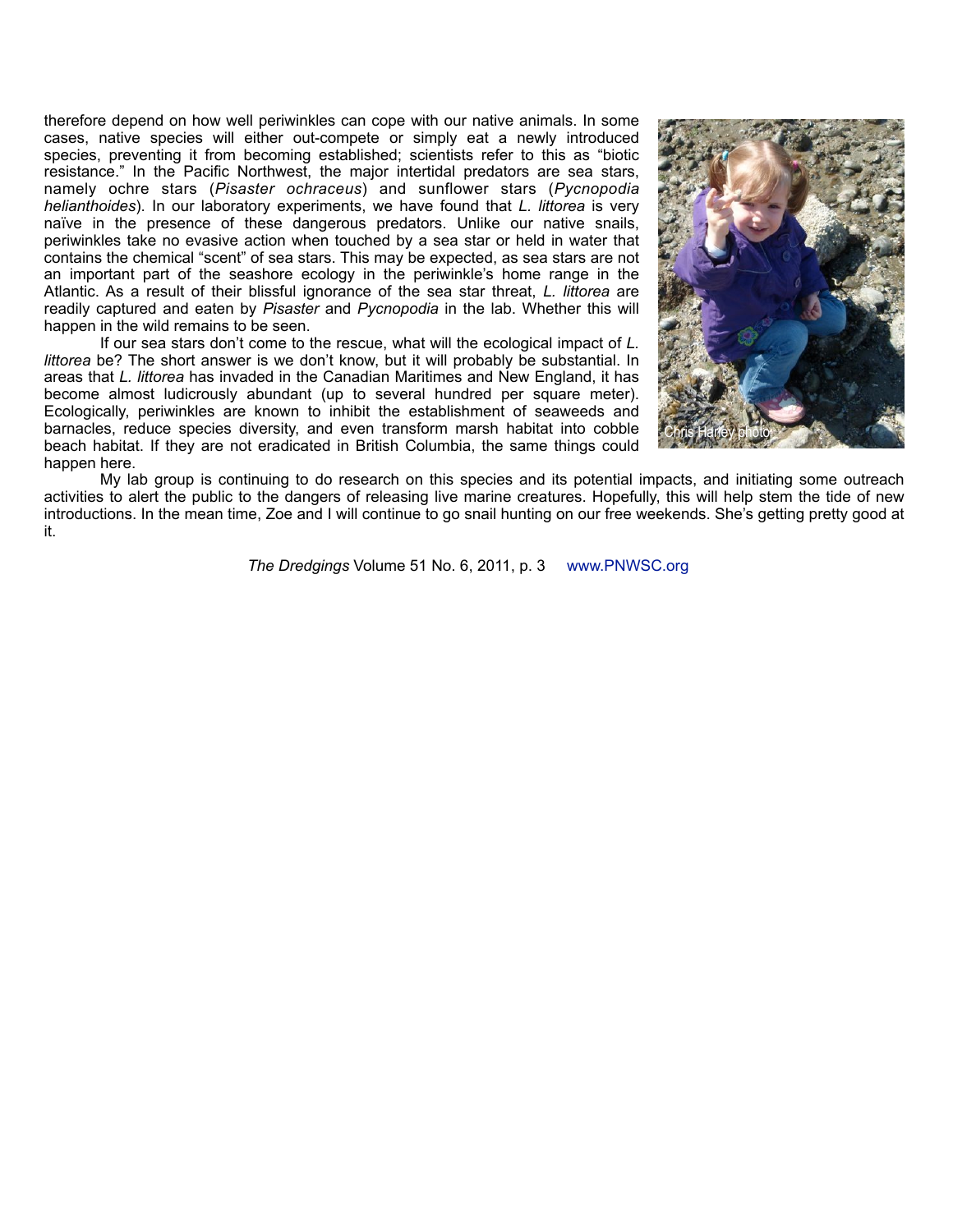therefore depend on how well periwinkles can cope with our native animals. In some cases, native species will either out-compete or simply eat a newly introduced species, preventing it from becoming established; scientists refer to this as "biotic resistance." In the Pacific Northwest, the major intertidal predators are sea stars, namely ochre stars (*Pisaster ochraceus*) and sunflower stars (*Pycnopodia helianthoides*). In our laboratory experiments, we have found that *L. littorea* is very naïve in the presence of these dangerous predators. Unlike our native snails, periwinkles take no evasive action when touched by a sea star or held in water that contains the chemical "scent" of sea stars. This may be expected, as sea stars are not an important part of the seashore ecology in the periwinkle's home range in the Atlantic. As a result of their blissful ignorance of the sea star threat, *L. littorea* are readily captured and eaten by *Pisaster* and *Pycnopodia* in the lab. Whether this will happen in the wild remains to be seen.

If our sea stars don't come to the rescue, what will the ecological impact of *L. littorea* be? The short answer is we don't know, but it will probably be substantial. In areas that *L. littorea* has invaded in the Canadian Maritimes and New England, it has become almost ludicrously abundant (up to several hundred per square meter). Ecologically, periwinkles are known to inhibit the establishment of seaweeds and barnacles, reduce species diversity, and even transform marsh habitat into cobble beach habitat. If they are not eradicated in British Columbia, the same things could happen here.

Chris Harley photo

My lab group is continuing to do research on this species and its potential impacts, and initiating some outreach activities to alert the public to the dangers of releasing live marine creatures. Hopefully, this will help stem the tide of new introductions. In the mean time, Zoe and I will continue to go snail hunting on our free weekends. She's getting pretty good at it.